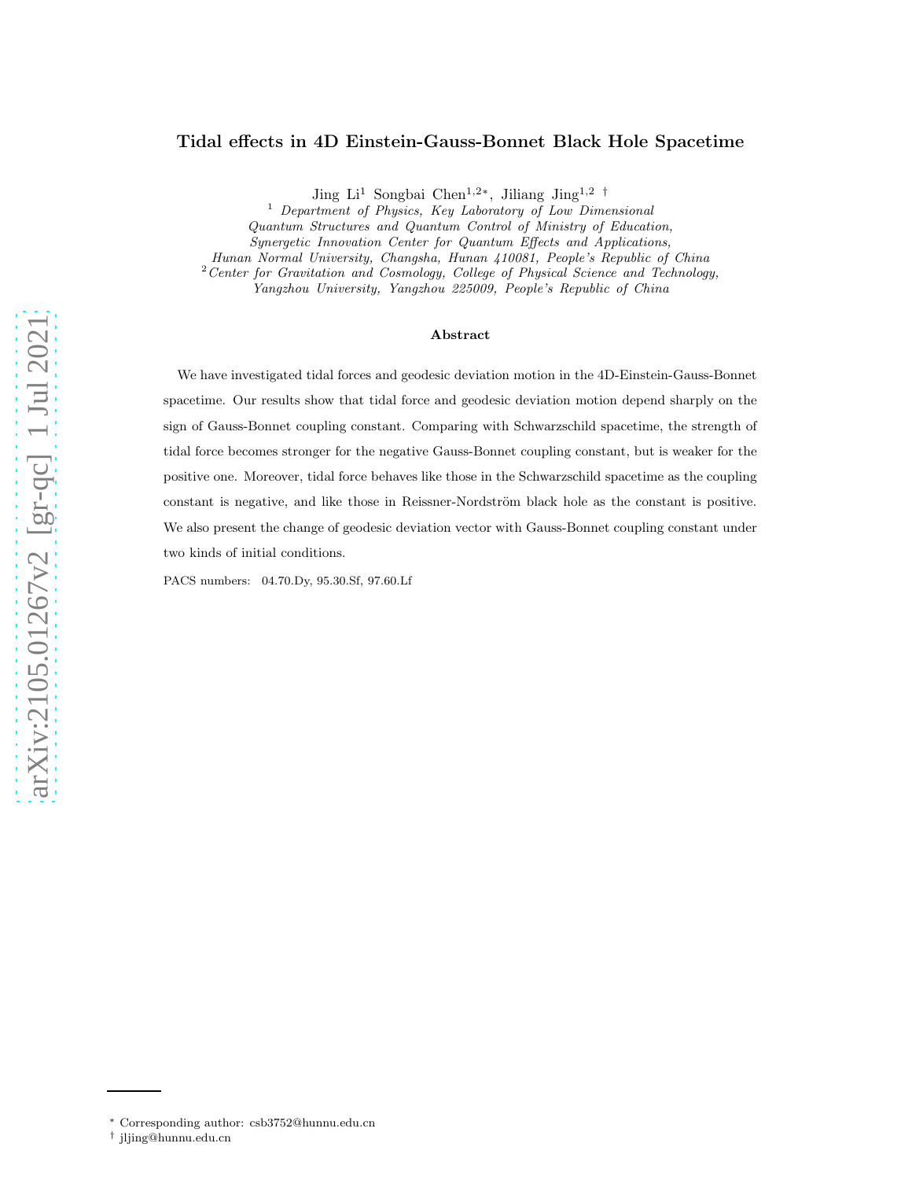# Tidal effects in 4D Einstein-Gauss-Bonnet Black Hole Spacetime

Jing Li[1] Songbai Chen[1,2*], Jiliang Jing[1,2 †]

[1] *Department of Physics, Key Laboratory of Low Dimensional Quantum Structures and Quantum Control of Ministry of Education, Synergetic Innovation Center for Quantum Effects and Applications, Hunan Normal University, Changsha, Hunan 410081, People's Republic of China*

[2] *Center for Gravitation and Cosmology, College of Physical Science and Technology, Yangzhou University, Yangzhou 225009, People's Republic of China*

## Abstract

We have investigated tidal forces and geodesic deviation motion in the 4D-Einstein-Gauss-Bonnet spacetime. Our results show that tidal force and geodesic deviation motion depend sharply on the sign of Gauss-Bonnet coupling constant. Comparing with Schwarzschild spacetime, the strength of tidal force becomes stronger for the negative Gauss-Bonnet coupling constant, but is weaker for the positive one. Moreover, tidal force behaves like those in the Schwarzschild spacetime as the coupling constant is negative, and like those in Reissner-Nordström black hole as the constant is positive. We also present the change of geodesic deviation vector with Gauss-Bonnet coupling constant under two kinds of initial conditions.

PACS numbers: 04.70.Dy, 95.30.Sf, 97.60.Lf

---

[*] Corresponding author: csb3752@hunnu.edu.cn

[†] jljing@hunnu.edu.cn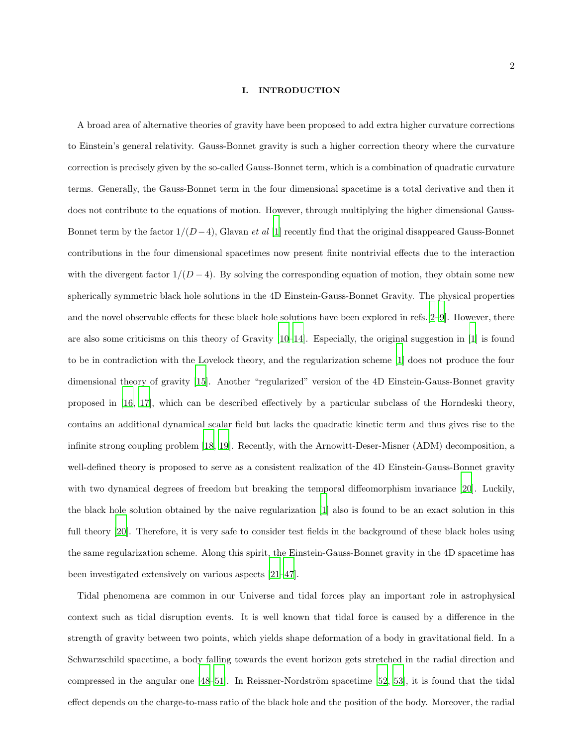## I. INTRODUCTION

A broad area of alternative theories of gravity have been proposed to add extra higher curvature corrections to Einstein's general relativity. Gauss-Bonnet gravity is such a higher correction theory where the curvature correction is precisely given by the so-called Gauss-Bonnet term, which is a combination of quadratic curvature terms. Generally, the Gauss-Bonnet term in the four dimensional spacetime is a total derivative and then it does not contribute to the equations of motion. However, through multiplying the higher dimensional Gauss-Bonnet term by the factor $1/(D-4)$, Glavan *et al* [1] recently find that the original disappeared Gauss-Bonnet contributions in the four dimensional spacetimes now present finite nontrivial effects due to the interaction with the divergent factor $1/(D-4)$. By solving the corresponding equation of motion, they obtain some new spherically symmetric black hole solutions in the 4D Einstein-Gauss-Bonnet Gravity. The physical properties and the novel observable effects for these black hole solutions have been explored in refs.[2–9]. However, there are also some criticisms on this theory of Gravity [10–14]. Especially, the original suggestion in [1] is found to be in contradiction with the Lovelock theory, and the regularization scheme [1] does not produce the four dimensional theory of gravity [15]. Another "regularized" version of the 4D Einstein-Gauss-Bonnet gravity proposed in [16, 17], which can be described effectively by a particular subclass of the Horndeski theory, contains an additional dynamical scalar field but lacks the quadratic kinetic term and thus gives rise to the infinite strong coupling problem [18, 19]. Recently, with the Arnowitt-Deser-Misner (ADM) decomposition, a well-defined theory is proposed to serve as a consistent realization of the 4D Einstein-Gauss-Bonnet gravity with two dynamical degrees of freedom but breaking the temporal diffeomorphism invariance [20]. Luckily, the black hole solution obtained by the naive regularization [1] also is found to be an exact solution in this full theory [20]. Therefore, it is very safe to consider test fields in the background of these black holes using the same regularization scheme. Along this spirit, the Einstein-Gauss-Bonnet gravity in the 4D spacetime has been investigated extensively on various aspects [21–47].

Tidal phenomena are common in our Universe and tidal forces play an important role in astrophysical context such as tidal disruption events. It is well known that tidal force is caused by a difference in the strength of gravity between two points, which yields shape deformation of a body in gravitational field. In a Schwarzschild spacetime, a body falling towards the event horizon gets stretched in the radial direction and compressed in the angular one [48–51]. In Reissner-Nordström spacetime [52, 53], it is found that the tidal effect depends on the charge-to-mass ratio of the black hole and the position of the body. Moreover, the radial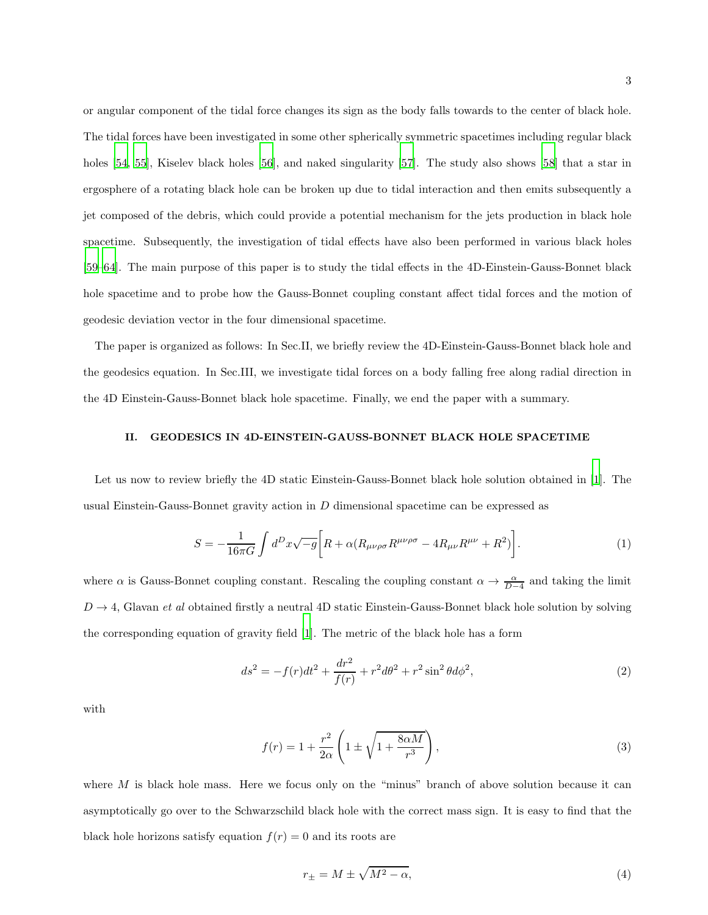or angular component of the tidal force changes its sign as the body falls towards to the center of black hole. The tidal forces have been investigated in some other spherically symmetric spacetimes including regular black holes [54, 55], Kiselev black holes [56], and naked singularity [57]. The study also shows [58] that a star in ergosphere of a rotating black hole can be broken up due to tidal interaction and then emits subsequently a jet composed of the debris, which could provide a potential mechanism for the jets production in black hole spacetime. Subsequently, the investigation of tidal effects have also been performed in various black holes [59–64]. The main purpose of this paper is to study the tidal effects in the 4D-Einstein-Gauss-Bonnet black hole spacetime and to probe how the Gauss-Bonnet coupling constant affect tidal forces and the motion of geodesic deviation vector in the four dimensional spacetime.

The paper is organized as follows: In Sec.II, we briefly review the 4D-Einstein-Gauss-Bonnet black hole and the geodesics equation. In Sec.III, we investigate tidal forces on a body falling free along radial direction in the 4D Einstein-Gauss-Bonnet black hole spacetime. Finally, we end the paper with a summary.

## II. GEODESICS IN 4D-EINSTEIN-GAUSS-BONNET BLACK HOLE SPACETIME

Let us now to review briefly the 4D static Einstein-Gauss-Bonnet black hole solution obtained in [1]. The usual Einstein-Gauss-Bonnet gravity action in $D$ dimensional spacetime can be expressed as

$$S = -\frac{1}{16\pi G}\int d^D x\sqrt{-g}\Big[R + \alpha(R_{\mu\nu\rho\sigma}R^{\mu\nu\rho\sigma} - 4R_{\mu\nu}R^{\mu\nu} + R^2)\Big]. \tag{1}$$

where $\alpha$ is Gauss-Bonnet coupling constant. Rescaling the coupling constant $\alpha \to \frac{\alpha}{D-4}$ and taking the limit $D \to 4$, Glavan *et al* obtained firstly a neutral 4D static Einstein-Gauss-Bonnet black hole solution by solving the corresponding equation of gravity field [1]. The metric of the black hole has a form

$$ds^2 = -f(r)dt^2 + \frac{dr^2}{f(r)} + r^2 d\theta^2 + r^2\sin^2\theta d\phi^2, \tag{2}$$

with

$$f(r) = 1 + \frac{r^2}{2\alpha}\left(1 \pm \sqrt{1 + \frac{8\alpha M}{r^3}}\right), \tag{3}$$

where $M$ is black hole mass. Here we focus only on the "minus" branch of above solution because it can asymptotically go over to the Schwarzschild black hole with the correct mass sign. It is easy to find that the black hole horizons satisfy equation $f(r) = 0$ and its roots are

$$r_\pm = M \pm \sqrt{M^2 - \alpha}, \tag{4}$$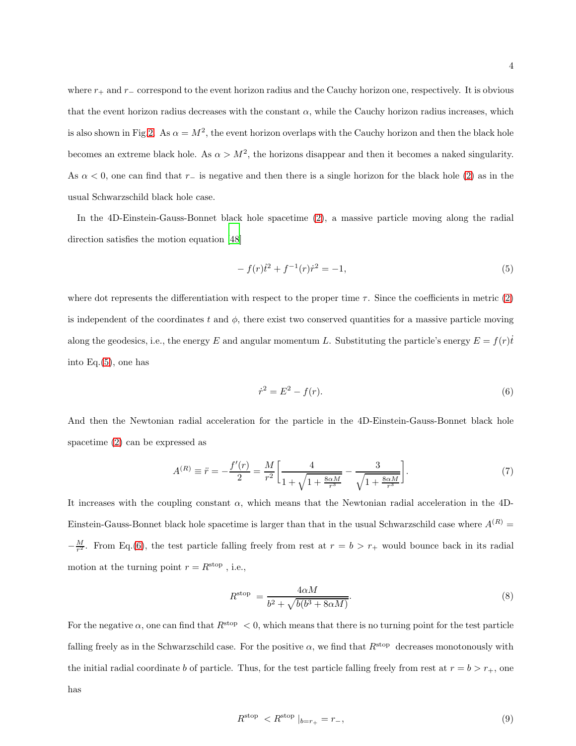where $r_+$ and $r_-$ correspond to the event horizon radius and the Cauchy horizon one, respectively. It is obvious that the event horizon radius decreases with the constant $\alpha$, while the Cauchy horizon radius increases, which is also shown in Fig.2. As $\alpha = M^2$, the event horizon overlaps with the Cauchy horizon and then the black hole becomes an extreme black hole. As $\alpha > M^2$, the horizons disappear and then it becomes a naked singularity. As $\alpha < 0$, one can find that $r_-$ is negative and then there is a single horizon for the black hole (2) as in the usual Schwarzschild black hole case.

In the 4D-Einstein-Gauss-Bonnet black hole spacetime (2), a massive particle moving along the radial direction satisfies the motion equation [48]

$$-f(r)\dot{t}^2 + f^{-1}(r)\dot{r}^2 = -1, \tag{5}$$

where dot represents the differentiation with respect to the proper time $\tau$. Since the coefficients in metric (2) is independent of the coordinates $t$ and $\phi$, there exist two conserved quantities for a massive particle moving along the geodesics, i.e., the energy $E$ and angular momentum $L$. Substituting the particle's energy $E = f(r)\dot{t}$ into Eq.(5), one has

$$\dot{r}^2 = E^2 - f(r). \tag{6}$$

And then the Newtonian radial acceleration for the particle in the 4D-Einstein-Gauss-Bonnet black hole spacetime (2) can be expressed as

$$A^{(R)} \equiv \ddot{r} = -\frac{f'(r)}{2} = \frac{M}{r^2}\left[\frac{4}{1+\sqrt{1+\frac{8\alpha M}{r^3}}} - \frac{3}{\sqrt{1+\frac{8\alpha M}{r^3}}}\right]. \tag{7}$$

It increases with the coupling constant $\alpha$, which means that the Newtonian radial acceleration in the 4D-Einstein-Gauss-Bonnet black hole spacetime is larger than that in the usual Schwarzschild case where $A^{(R)} = -\frac{M}{r^2}$. From Eq.(6), the test particle falling freely from rest at $r = b > r_+$ would bounce back in its radial motion at the turning point $r = R^{\text{stop}}$ , i.e.,

$$R^{\text{stop}} = \frac{4\alpha M}{b^2 + \sqrt{b(b^3 + 8\alpha M)}}. \tag{8}$$

For the negative $\alpha$, one can find that $R^{\text{stop}} < 0$, which means that there is no turning point for the test particle falling freely as in the Schwarzschild case. For the positive $\alpha$, we find that $R^{\text{stop}}$ decreases monotonously with the initial radial coordinate $b$ of particle. Thus, for the test particle falling freely from rest at $r = b > r_+$, one has

$$R^{\text{stop}} < R^{\text{stop}}\,|_{b=r_+} = r_-, \tag{9}$$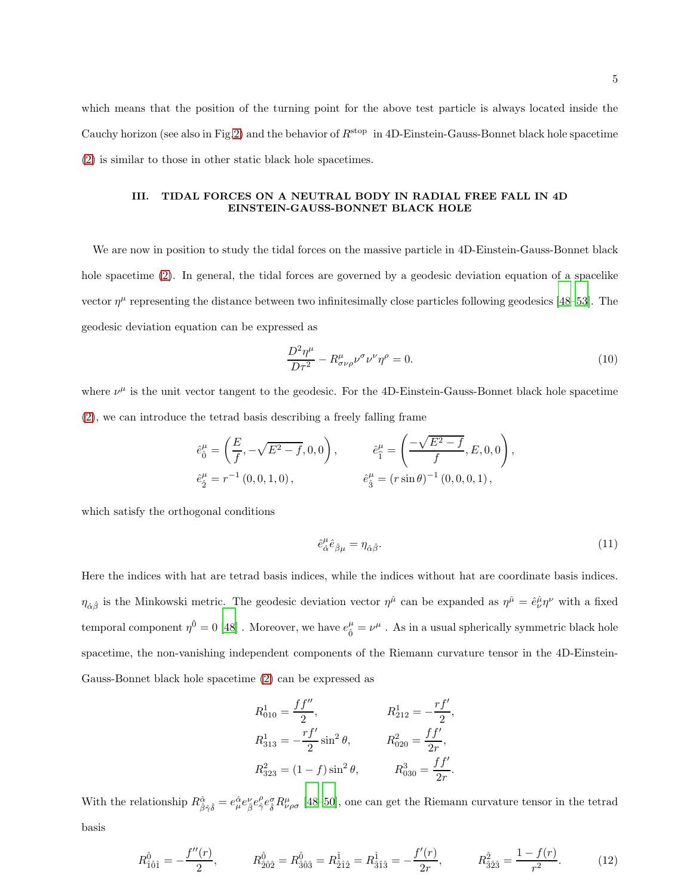which means that the position of the turning point for the above test particle is always located inside the Cauchy horizon (see also in Fig.2) and the behavior of $R^{\rm stop}$ in 4D-Einstein-Gauss-Bonnet black hole spacetime (2) is similar to those in other static black hole spacetimes.

## III. TIDAL FORCES ON A NEUTRAL BODY IN RADIAL FREE FALL IN 4D EINSTEIN-GAUSS-BONNET BLACK HOLE

We are now in position to study the tidal forces on the massive particle in 4D-Einstein-Gauss-Bonnet black hole spacetime (2). In general, the tidal forces are governed by a geodesic deviation equation of a spacelike vector $\eta^\mu$ representing the distance between two infinitesimally close particles following geodesics [48–53]. The geodesic deviation equation can be expressed as

$$\frac{D^2\eta^\mu}{D\tau^2} - R^\mu_{\sigma\nu\rho}\nu^\sigma\nu^\nu\eta^\rho = 0. \tag{10}$$

where $\nu^\mu$ is the unit vector tangent to the geodesic. For the 4D-Einstein-Gauss-Bonnet black hole spacetime (2), we can introduce the tetrad basis describing a freely falling frame

$$\hat{e}^\mu_{\hat{0}} = \left(\frac{E}{f}, -\sqrt{E^2-f}, 0, 0\right), \qquad \hat{e}^\mu_{\hat{1}} = \left(\frac{-\sqrt{E^2-f}}{f}, E, 0, 0\right),$$
$$\hat{e}^\mu_{\hat{2}} = r^{-1}\left(0, 0, 1, 0\right), \qquad \hat{e}^\mu_{\hat{3}} = \left(r\sin\theta\right)^{-1}\left(0, 0, 0, 1\right),$$

which satisfy the orthogonal conditions

$$\hat{e}^\mu_{\hat{\alpha}}\hat{e}_{\hat{\beta}\mu} = \eta_{\hat{\alpha}\hat{\beta}}. \tag{11}$$

Here the indices with hat are tetrad basis indices, while the indices without hat are coordinate basis indices. $\eta_{\hat{\alpha}\hat{\beta}}$ is the Minkowski metric. The geodesic deviation vector $\eta^{\hat{\mu}}$ can be expanded as $\eta^{\hat{\mu}} = \hat{e}^{\hat{\mu}}_\nu\eta^\nu$ with a fixed temporal component $\eta^{\hat{0}} = 0$ [48] . Moreover, we have $e^\mu_{\hat{0}} = \nu^\mu$ . As in a usual spherically symmetric black hole spacetime, the non-vanishing independent components of the Riemann curvature tensor in the 4D-Einstein-Gauss-Bonnet black hole spacetime (2) can be expressed as

$$R^1_{010} = \frac{ff''}{2}, \qquad R^1_{212} = -\frac{rf'}{2},$$
$$R^1_{313} = -\frac{rf'}{2}\sin^2\theta, \qquad R^2_{020} = \frac{ff'}{2r},$$
$$R^2_{323} = (1-f)\sin^2\theta, \qquad R^3_{030} = \frac{ff'}{2r}.$$

With the relationship $R^{\hat{\alpha}}_{\hat{\beta}\hat{\gamma}\hat{\delta}} = e^{\hat{\alpha}}_\mu e^\nu_{\hat{\beta}} e^\rho_{\hat{\gamma}} e^\sigma_{\hat{\delta}} R^\mu_{\nu\rho\sigma}$ [48–50], one can get the Riemann curvature tensor in the tetrad basis

$$R^{\hat{0}}_{\hat{1}\hat{0}\hat{1}} = -\frac{f''(r)}{2}, \qquad R^{\hat{0}}_{\hat{2}\hat{0}\hat{2}} = R^{\hat{0}}_{\hat{3}\hat{0}\hat{3}} = R^{\hat{1}}_{\hat{2}\hat{1}\hat{2}} = R^{\hat{1}}_{\hat{3}\hat{1}\hat{3}} = -\frac{f'(r)}{2r}, \qquad R^{\hat{2}}_{\hat{3}\hat{2}\hat{3}} = \frac{1-f(r)}{r^2}. \tag{12}$$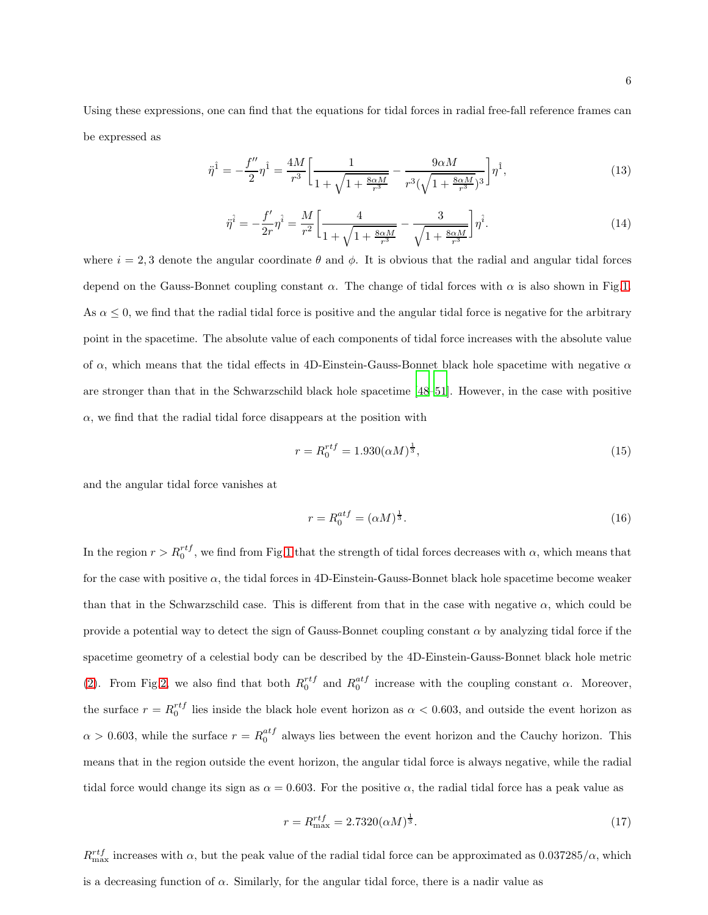Using these expressions, one can find that the equations for tidal forces in radial free-fall reference frames can be expressed as

$$\ddot{\eta}^{\hat{1}} = -\frac{f''}{2}\eta^{\hat{1}} = \frac{4M}{r^3}\left[\frac{1}{1+\sqrt{1+\frac{8\alpha M}{r^3}}} - \frac{9\alpha M}{r^3(\sqrt{1+\frac{8\alpha M}{r^3}})^3}\right]\eta^{\hat{1}}, \tag{13}$$

$$\ddot{\eta}^{\hat{i}} = -\frac{f'}{2r}\eta^{\hat{i}} = \frac{M}{r^2}\left[\frac{4}{1+\sqrt{1+\frac{8\alpha M}{r^3}}} - \frac{3}{\sqrt{1+\frac{8\alpha M}{r^3}}}\right]\eta^{\hat{i}}. \tag{14}$$

where $i = 2, 3$ denote the angular coordinate $\theta$ and $\phi$. It is obvious that the radial and angular tidal forces depend on the Gauss-Bonnet coupling constant $\alpha$. The change of tidal forces with $\alpha$ is also shown in Fig.1. As $\alpha \leq 0$, we find that the radial tidal force is positive and the angular tidal force is negative for the arbitrary point in the spacetime. The absolute value of each components of tidal force increases with the absolute value of $\alpha$, which means that the tidal effects in 4D-Einstein-Gauss-Bonnet black hole spacetime with negative $\alpha$ are stronger than that in the Schwarzschild black hole spacetime [48–51]. However, in the case with positive $\alpha$, we find that the radial tidal force disappears at the position with

$$r = R_0^{rtf} = 1.930(\alpha M)^{\frac{1}{3}}, \tag{15}$$

and the angular tidal force vanishes at

$$r = R_0^{atf} = (\alpha M)^{\frac{1}{3}}. \tag{16}$$

In the region $r > R_0^{rtf}$, we find from Fig.1 that the strength of tidal forces decreases with $\alpha$, which means that for the case with positive $\alpha$, the tidal forces in 4D-Einstein-Gauss-Bonnet black hole spacetime become weaker than that in the Schwarzschild case. This is different from that in the case with negative $\alpha$, which could be provide a potential way to detect the sign of Gauss-Bonnet coupling constant $\alpha$ by analyzing tidal force if the spacetime geometry of a celestial body can be described by the 4D-Einstein-Gauss-Bonnet black hole metric (2). From Fig.2, we also find that both $R_0^{rtf}$ and $R_0^{atf}$ increase with the coupling constant $\alpha$. Moreover, the surface $r = R_0^{rtf}$ lies inside the black hole event horizon as $\alpha < 0.603$, and outside the event horizon as $\alpha > 0.603$, while the surface $r = R_0^{atf}$ always lies between the event horizon and the Cauchy horizon. This means that in the region outside the event horizon, the angular tidal force is always negative, while the radial tidal force would change its sign as $\alpha = 0.603$. For the positive $\alpha$, the radial tidal force has a peak value as

$$r = R_{\max}^{rtf} = 2.7320(\alpha M)^{\frac{1}{3}}. \tag{17}$$

$R_{\max}^{rtf}$ increases with $\alpha$, but the peak value of the radial tidal force can be approximated as $0.037285/\alpha$, which is a decreasing function of $\alpha$. Similarly, for the angular tidal force, there is a nadir value as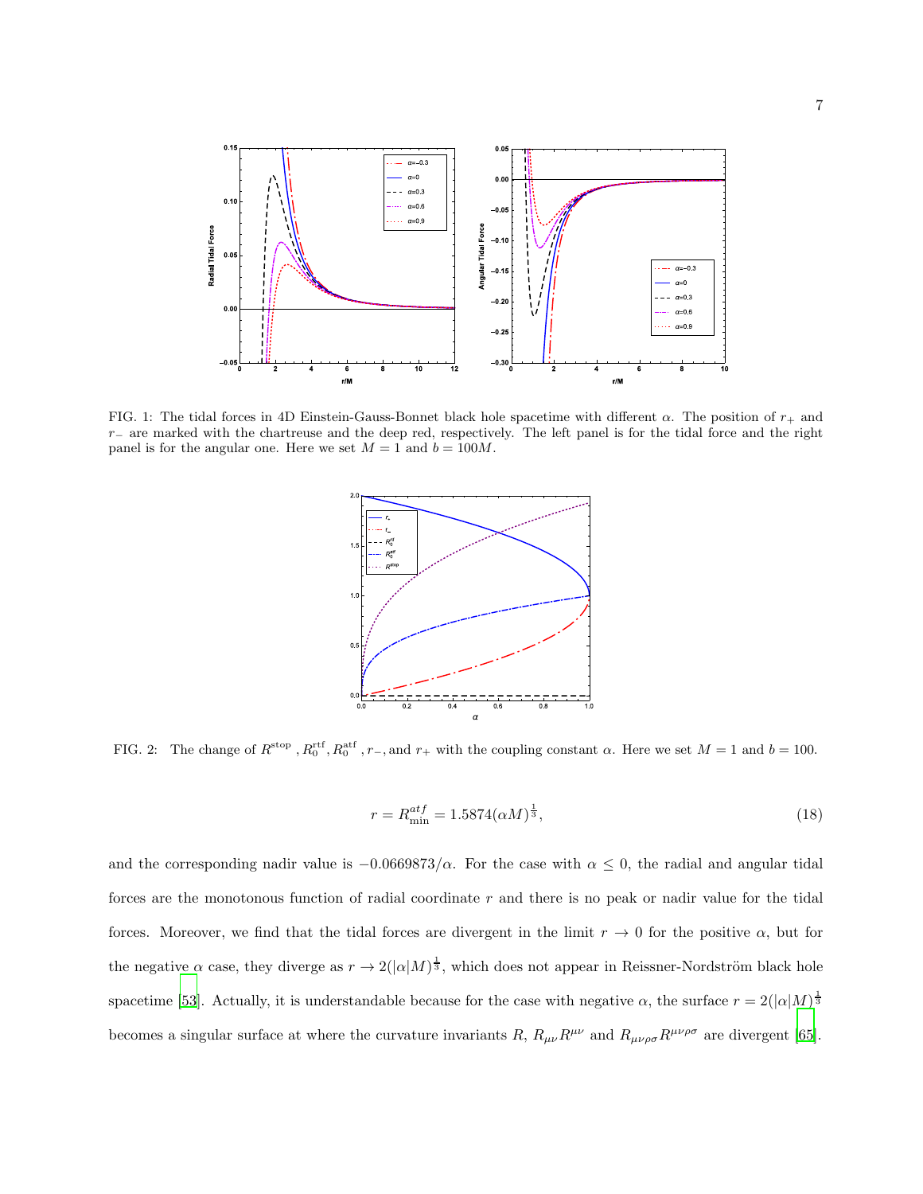FIG. 1: The tidal forces in 4D Einstein-Gauss-Bonnet black hole spacetime with different $\alpha$. The position of $r_+$ and $r_-$ are marked with the chartreuse and the deep red, respectively. The left panel is for the tidal force and the right panel is for the angular one. Here we set $M = 1$ and $b = 100M$.

FIG. 2: The change of $R^{\rm stop}$, $R_0^{\rm rtf}$, $R_0^{\rm atf}$, $r_-$, and $r_+$ with the coupling constant $\alpha$. Here we set $M = 1$ and $b = 100$.

$$r = R^{atf}_{\rm min} = 1.5874(\alpha M)^{\frac{1}{3}}, \tag{18}$$

and the corresponding nadir value is $-0.0669873/\alpha$. For the case with $\alpha \leq 0$, the radial and angular tidal forces are the monotonous function of radial coordinate $r$ and there is no peak or nadir value for the tidal forces. Moreover, we find that the tidal forces are divergent in the limit $r \to 0$ for the positive $\alpha$, but for the negative $\alpha$ case, they diverge as $r \to 2(|\alpha|M)^{\frac{1}{3}}$, which does not appear in Reissner-Nordström black hole spacetime [53]. Actually, it is understandable because for the case with negative $\alpha$, the surface $r = 2(|\alpha|M)^{\frac{1}{3}}$ becomes a singular surface at where the curvature invariants $R$, $R_{\mu\nu}R^{\mu\nu}$ and $R_{\mu\nu\rho\sigma}R^{\mu\nu\rho\sigma}$ are divergent [65].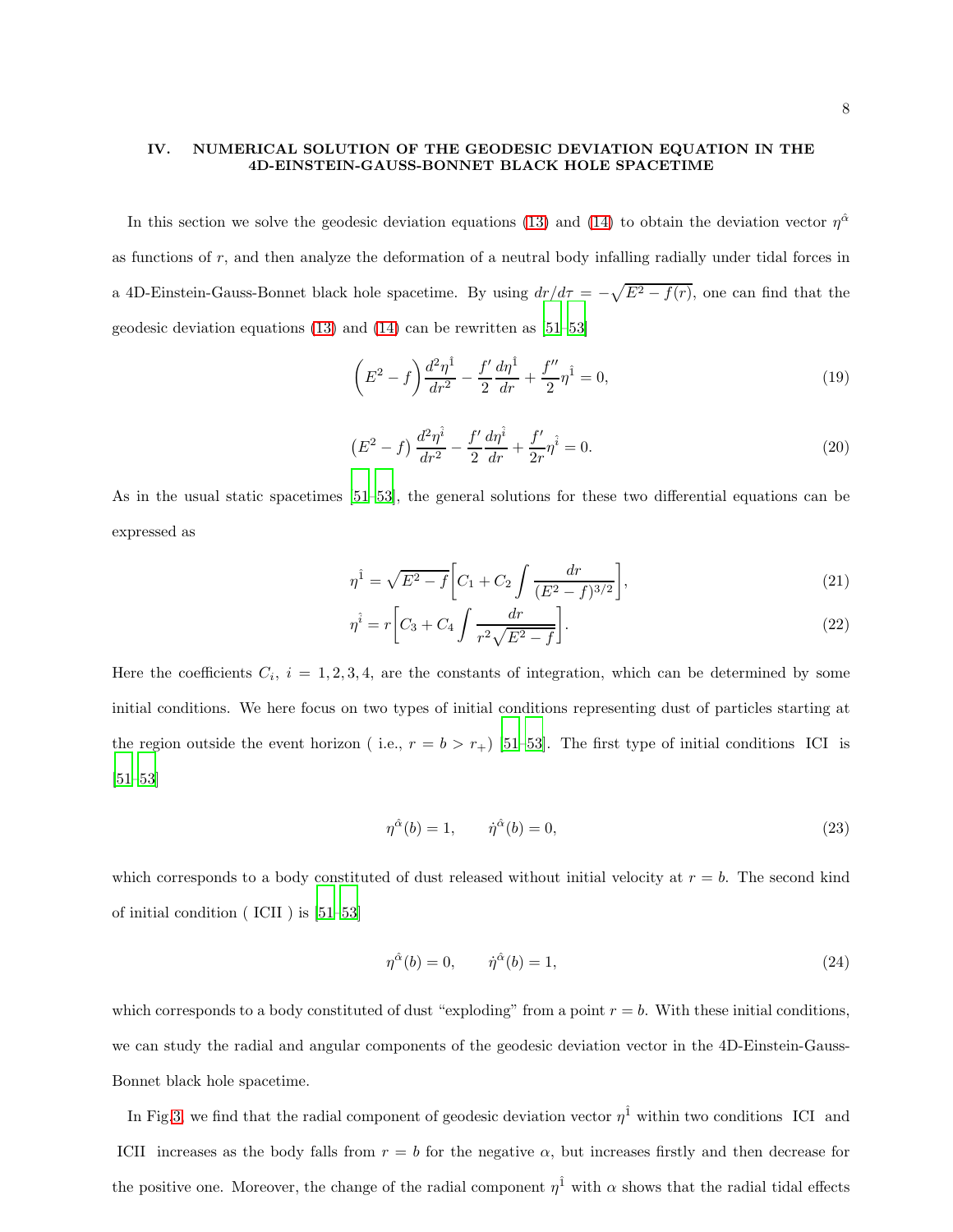## IV. NUMERICAL SOLUTION OF THE GEODESIC DEVIATION EQUATION IN THE 4D-EINSTEIN-GAUSS-BONNET BLACK HOLE SPACETIME

In this section we solve the geodesic deviation equations (13) and (14) to obtain the deviation vector $\eta^{\hat{\alpha}}$ as functions of $r$, and then analyze the deformation of a neutral body infalling radially under tidal forces in a 4D-Einstein-Gauss-Bonnet black hole spacetime. By using $dr/d\tau = -\sqrt{E^2 - f(r)}$, one can find that the geodesic deviation equations (13) and (14) can be rewritten as [51–53]

$$\left(E^2 - f\right)\frac{d^2\eta^{\hat{1}}}{dr^2} - \frac{f'}{2}\frac{d\eta^{\hat{1}}}{dr} + \frac{f''}{2}\eta^{\hat{1}} = 0, \tag{19}$$

$$\left(E^2 - f\right)\frac{d^2\eta^{\hat{i}}}{dr^2} - \frac{f'}{2}\frac{d\eta^{\hat{i}}}{dr} + \frac{f'}{2r}\eta^{\hat{i}} = 0. \tag{20}$$

As in the usual static spacetimes [51–53], the general solutions for these two differential equations can be expressed as

$$\eta^{\hat{1}} = \sqrt{E^2 - f}\left[C_1 + C_2\int\frac{dr}{(E^2 - f)^{3/2}}\right], \tag{21}$$

$$\eta^{\hat{i}} = r\left[C_3 + C_4\int\frac{dr}{r^2\sqrt{E^2 - f}}\right]. \tag{22}$$

Here the coefficients $C_i$, $i = 1, 2, 3, 4$, are the constants of integration, which can be determined by some initial conditions. We here focus on two types of initial conditions representing dust of particles starting at the region outside the event horizon ( i.e., $r = b > r_+$) [51–53]. The first type of initial conditions ICI is [51–53]

$$\eta^{\hat{\alpha}}(b) = 1, \qquad \dot{\eta}^{\hat{\alpha}}(b) = 0, \tag{23}$$

which corresponds to a body constituted of dust released without initial velocity at $r = b$. The second kind of initial condition ( ICII ) is [51–53]

$$\eta^{\hat{\alpha}}(b) = 0, \qquad \dot{\eta}^{\hat{\alpha}}(b) = 1, \tag{24}$$

which corresponds to a body constituted of dust "exploding" from a point $r = b$. With these initial conditions, we can study the radial and angular components of the geodesic deviation vector in the 4D-Einstein-Gauss-Bonnet black hole spacetime.

In Fig.3, we find that the radial component of geodesic deviation vector $\eta^{\hat{1}}$ within two conditions ICI and ICII increases as the body falls from $r = b$ for the negative $\alpha$, but increases firstly and then decrease for the positive one. Moreover, the change of the radial component $\eta^{\hat{1}}$ with $\alpha$ shows that the radial tidal effects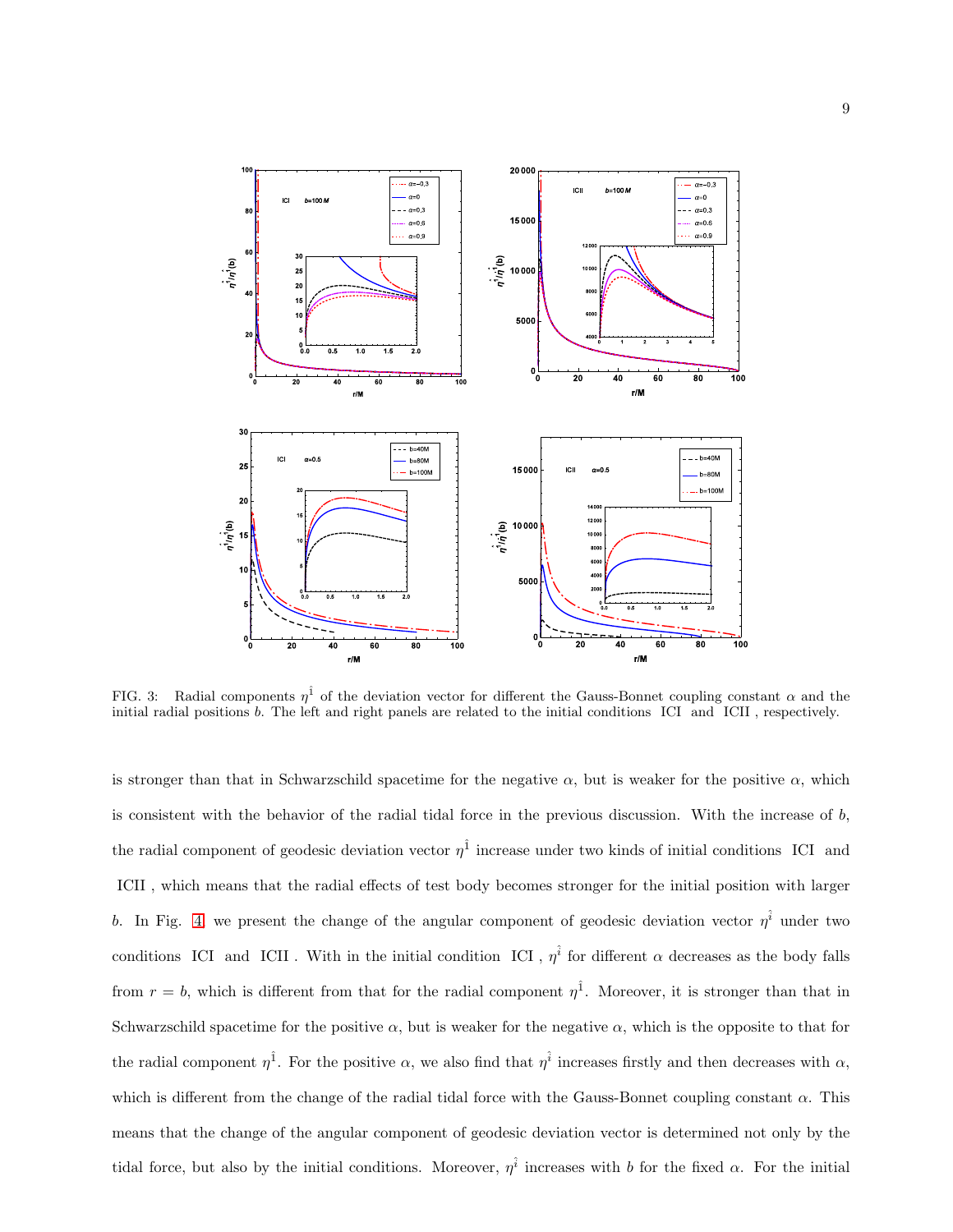FIG. 3: Radial components $\eta^{\hat{1}}$ of the deviation vector for different the Gauss-Bonnet coupling constant $\alpha$ and the initial radial positions $b$. The left and right panels are related to the initial conditions ICI and ICII , respectively.

is stronger than that in Schwarzschild spacetime for the negative $\alpha$, but is weaker for the positive $\alpha$, which is consistent with the behavior of the radial tidal force in the previous discussion. With the increase of $b$, the radial component of geodesic deviation vector $\eta^{\hat{1}}$ increase under two kinds of initial conditions ICI and ICII , which means that the radial effects of test body becomes stronger for the initial position with larger $b$. In Fig. 4 we present the change of the angular component of geodesic deviation vector $\eta^{\hat{i}}$ under two conditions ICI and ICII . With in the initial condition ICI , $\eta^{\hat{i}}$ for different $\alpha$ decreases as the body falls from $r = b$, which is different from that for the radial component $\eta^{\hat{1}}$. Moreover, it is stronger than that in Schwarzschild spacetime for the positive $\alpha$, but is weaker for the negative $\alpha$, which is the opposite to that for the radial component $\eta^{\hat{1}}$. For the positive $\alpha$, we also find that $\eta^{\hat{i}}$ increases firstly and then decreases with $\alpha$, which is different from the change of the radial tidal force with the Gauss-Bonnet coupling constant $\alpha$. This means that the change of the angular component of geodesic deviation vector is determined not only by the tidal force, but also by the initial conditions. Moreover, $\eta^{\hat{i}}$ increases with $b$ for the fixed $\alpha$. For the initial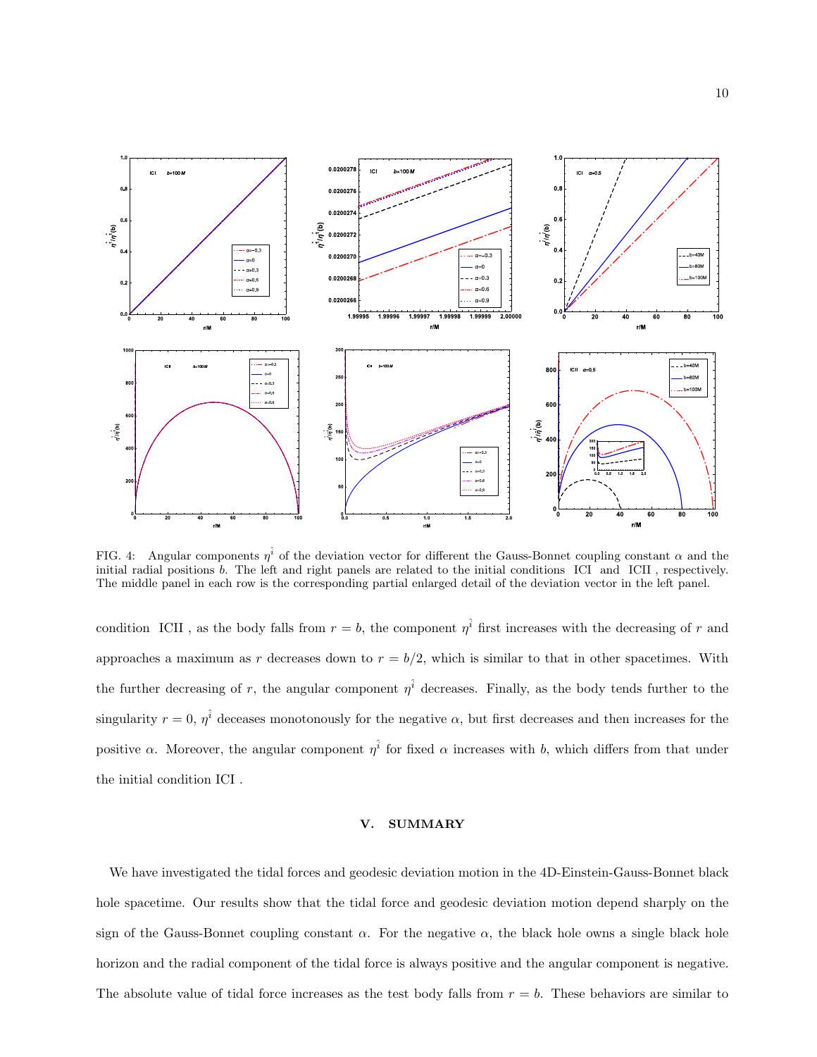FIG. 4: Angular components $\eta^{\hat{i}}$ of the deviation vector for different the Gauss-Bonnet coupling constant $\alpha$ and the initial radial positions $b$. The left and right panels are related to the initial conditions ICI and ICII , respectively. The middle panel in each row is the corresponding partial enlarged detail of the deviation vector in the left panel.

condition ICII , as the body falls from $r = b$, the component $\eta^{\hat{i}}$ first increases with the decreasing of $r$ and approaches a maximum as $r$ decreases down to $r = b/2$, which is similar to that in other spacetimes. With the further decreasing of $r$, the angular component $\eta^{\hat{i}}$ decreases. Finally, as the body tends further to the singularity $r = 0$, $\eta^{\hat{i}}$ deceases monotonously for the negative $\alpha$, but first decreases and then increases for the positive $\alpha$. Moreover, the angular component $\eta^{\hat{i}}$ for fixed $\alpha$ increases with $b$, which differs from that under the initial condition ICI .

## V. SUMMARY

We have investigated the tidal forces and geodesic deviation motion in the 4D-Einstein-Gauss-Bonnet black hole spacetime. Our results show that the tidal force and geodesic deviation motion depend sharply on the sign of the Gauss-Bonnet coupling constant $\alpha$. For the negative $\alpha$, the black hole owns a single black hole horizon and the radial component of the tidal force is always positive and the angular component is negative. The absolute value of tidal force increases as the test body falls from $r = b$. These behaviors are similar to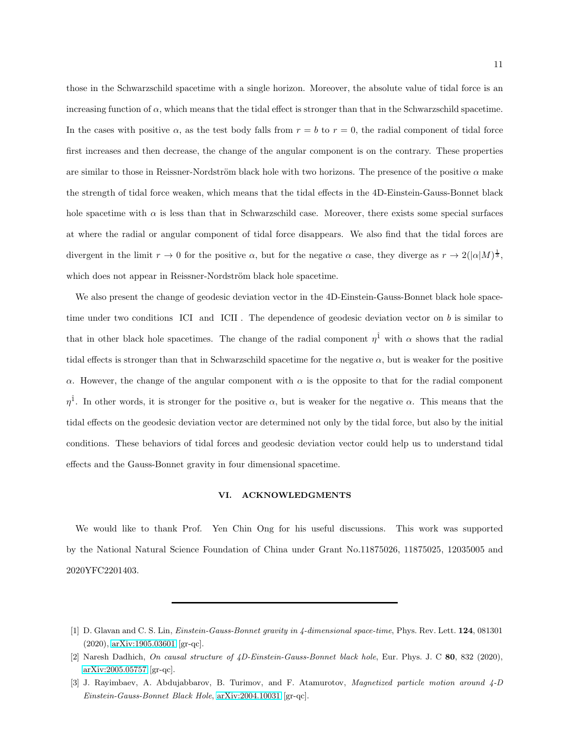those in the Schwarzschild spacetime with a single horizon. Moreover, the absolute value of tidal force is an increasing function of $\alpha$, which means that the tidal effect is stronger than that in the Schwarzschild spacetime. In the cases with positive $\alpha$, as the test body falls from $r = b$ to $r = 0$, the radial component of tidal force first increases and then decrease, the change of the angular component is on the contrary. These properties are similar to those in Reissner-Nordström black hole with two horizons. The presence of the positive $\alpha$ make the strength of tidal force weaken, which means that the tidal effects in the 4D-Einstein-Gauss-Bonnet black hole spacetime with $\alpha$ is less than that in Schwarzschild case. Moreover, there exists some special surfaces at where the radial or angular component of tidal force disappears. We also find that the tidal forces are divergent in the limit $r \to 0$ for the positive $\alpha$, but for the negative $\alpha$ case, they diverge as $r \to 2(|\alpha|M)^{\frac{1}{3}}$, which does not appear in Reissner-Nordström black hole spacetime.

We also present the change of geodesic deviation vector in the 4D-Einstein-Gauss-Bonnet black hole spacetime under two conditions ICI and ICII . The dependence of geodesic deviation vector on $b$ is similar to that in other black hole spacetimes. The change of the radial component $\eta^{\hat{1}}$ with $\alpha$ shows that the radial tidal effects is stronger than that in Schwarzschild spacetime for the negative $\alpha$, but is weaker for the positive $\alpha$. However, the change of the angular component with $\alpha$ is the opposite to that for the radial component $\eta^{\hat{1}}$. In other words, it is stronger for the positive $\alpha$, but is weaker for the negative $\alpha$. This means that the tidal effects on the geodesic deviation vector are determined not only by the tidal force, but also by the initial conditions. These behaviors of tidal forces and geodesic deviation vector could help us to understand tidal effects and the Gauss-Bonnet gravity in four dimensional spacetime.

## VI. ACKNOWLEDGMENTS

We would like to thank Prof. Yen Chin Ong for his useful discussions. This work was supported by the National Natural Science Foundation of China under Grant No.11875026, 11875025, 12035005 and 2020YFC2201403.

---

[1] D. Glavan and C. S. Lin, *Einstein-Gauss-Bonnet gravity in 4-dimensional space-time*, Phys. Rev. Lett. **124**, 081301 (2020), arXiv:1905.03601 [gr-qc].

[2] Naresh Dadhich, *On causal structure of 4D-Einstein-Gauss-Bonnet black hole*, Eur. Phys. J. C **80**, 832 (2020), arXiv:2005.05757 [gr-qc].

[3] J. Rayimbaev, A. Abdujabbarov, B. Turimov, and F. Atamurotov, *Magnetized particle motion around 4-D Einstein-Gauss-Bonnet Black Hole*, arXiv:2004.10031 [gr-qc].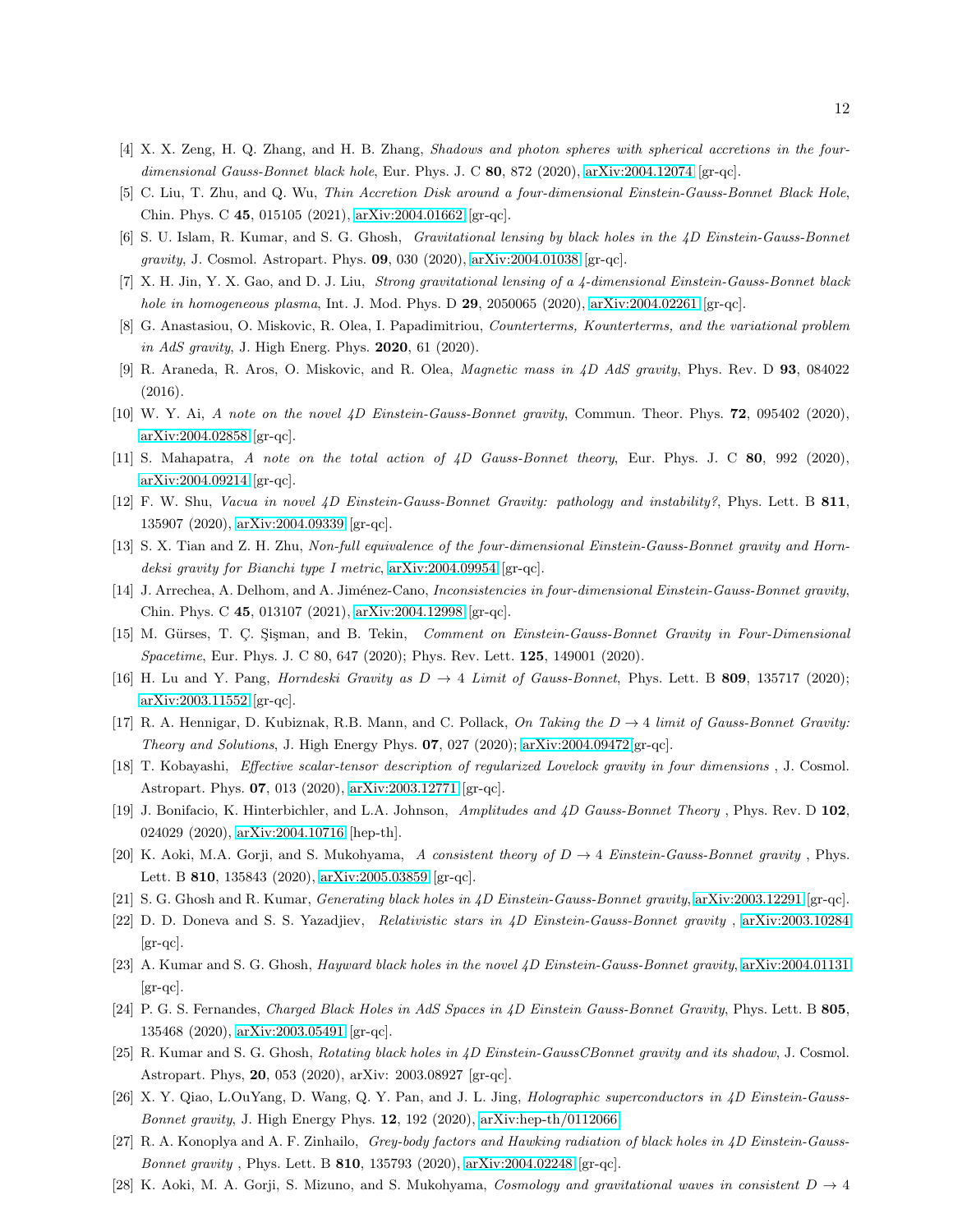[4] X. X. Zeng, H. Q. Zhang, and H. B. Zhang, *Shadows and photon spheres with spherical accretions in the four-dimensional Gauss-Bonnet black hole*, Eur. Phys. J. C **80**, 872 (2020), arXiv:2004.12074 [gr-qc].

[5] C. Liu, T. Zhu, and Q. Wu, *Thin Accretion Disk around a four-dimensional Einstein-Gauss-Bonnet Black Hole*, Chin. Phys. C **45**, 015105 (2021), arXiv:2004.01662 [gr-qc].

[6] S. U. Islam, R. Kumar, and S. G. Ghosh, *Gravitational lensing by black holes in the 4D Einstein-Gauss-Bonnet gravity*, J. Cosmol. Astropart. Phys. **09**, 030 (2020), arXiv:2004.01038 [gr-qc].

[7] X. H. Jin, Y. X. Gao, and D. J. Liu, *Strong gravitational lensing of a 4-dimensional Einstein-Gauss-Bonnet black hole in homogeneous plasma*, Int. J. Mod. Phys. D **29**, 2050065 (2020), arXiv:2004.02261 [gr-qc].

[8] G. Anastasiou, O. Miskovic, R. Olea, I. Papadimitriou, *Counterterms, Kounterterms, and the variational problem in AdS gravity*, J. High Energ. Phys. **2020**, 61 (2020).

[9] R. Araneda, R. Aros, O. Miskovic, and R. Olea, *Magnetic mass in 4D AdS gravity*, Phys. Rev. D **93**, 084022 (2016).

[10] W. Y. Ai, *A note on the novel 4D Einstein-Gauss-Bonnet gravity*, Commun. Theor. Phys. **72**, 095402 (2020), arXiv:2004.02858 [gr-qc].

[11] S. Mahapatra, *A note on the total action of 4D Gauss-Bonnet theory*, Eur. Phys. J. C **80**, 992 (2020), arXiv:2004.09214 [gr-qc].

[12] F. W. Shu, *Vacua in novel 4D Einstein-Gauss-Bonnet Gravity: pathology and instability?*, Phys. Lett. B **811**, 135907 (2020), arXiv:2004.09339 [gr-qc].

[13] S. X. Tian and Z. H. Zhu, *Non-full equivalence of the four-dimensional Einstein-Gauss-Bonnet gravity and Horndeksi gravity for Bianchi type I metric*, arXiv:2004.09954 [gr-qc].

[14] J. Arrechea, A. Delhom, and A. Jiménez-Cano, *Inconsistencies in four-dimensional Einstein-Gauss-Bonnet gravity*, Chin. Phys. C **45**, 013107 (2021), arXiv:2004.12998 [gr-qc].

[15] M. Gürses, T. Ç. Şişman, and B. Tekin, *Comment on Einstein-Gauss-Bonnet Gravity in Four-Dimensional Spacetime*, Eur. Phys. J. C 80, 647 (2020); Phys. Rev. Lett. **125**, 149001 (2020).

[16] H. Lu and Y. Pang, *Horndeski Gravity as $D \to 4$ Limit of Gauss-Bonnet*, Phys. Lett. B **809**, 135717 (2020); arXiv:2003.11552 [gr-qc].

[17] R. A. Hennigar, D. Kubiznak, R.B. Mann, and C. Pollack, *On Taking the $D \to 4$ limit of Gauss-Bonnet Gravity: Theory and Solutions*, J. High Energy Phys. **07**, 027 (2020); arXiv:2004.09472[gr-qc].

[18] T. Kobayashi, *Effective scalar-tensor description of regularized Lovelock gravity in four dimensions* , J. Cosmol. Astropart. Phys. **07**, 013 (2020), arXiv:2003.12771 [gr-qc].

[19] J. Bonifacio, K. Hinterbichler, and L.A. Johnson, *Amplitudes and 4D Gauss-Bonnet Theory* , Phys. Rev. D **102**, 024029 (2020), arXiv:2004.10716 [hep-th].

[20] K. Aoki, M.A. Gorji, and S. Mukohyama, *A consistent theory of $D \to 4$ Einstein-Gauss-Bonnet gravity* , Phys. Lett. B **810**, 135843 (2020), arXiv:2005.03859 [gr-qc].

[21] S. G. Ghosh and R. Kumar, *Generating black holes in 4D Einstein-Gauss-Bonnet gravity*, arXiv:2003.12291 [gr-qc].

[22] D. D. Doneva and S. S. Yazadjiev, *Relativistic stars in 4D Einstein-Gauss-Bonnet gravity* , arXiv:2003.10284 [gr-qc].

[23] A. Kumar and S. G. Ghosh, *Hayward black holes in the novel 4D Einstein-Gauss-Bonnet gravity*, arXiv:2004.01131 [gr-qc].

[24] P. G. S. Fernandes, *Charged Black Holes in AdS Spaces in 4D Einstein Gauss-Bonnet Gravity*, Phys. Lett. B **805**, 135468 (2020), arXiv:2003.05491 [gr-qc].

[25] R. Kumar and S. G. Ghosh, *Rotating black holes in 4D Einstein-GaussCBonnet gravity and its shadow*, J. Cosmol. Astropart. Phys, **20**, 053 (2020), arXiv: 2003.08927 [gr-qc].

[26] X. Y. Qiao, L.OuYang, D. Wang, Q. Y. Pan, and J. L. Jing, *Holographic superconductors in 4D Einstein-Gauss-Bonnet gravity*, J. High Energy Phys. **12**, 192 (2020), arXiv:hep-th/0112066.

[27] R. A. Konoplya and A. F. Zinhailo, *Grey-body factors and Hawking radiation of black holes in 4D Einstein-Gauss-Bonnet gravity* , Phys. Lett. B **810**, 135793 (2020), arXiv:2004.02248 [gr-qc].

[28] K. Aoki, M. A. Gorji, S. Mizuno, and S. Mukohyama, *Cosmology and gravitational waves in consistent $D \to 4$*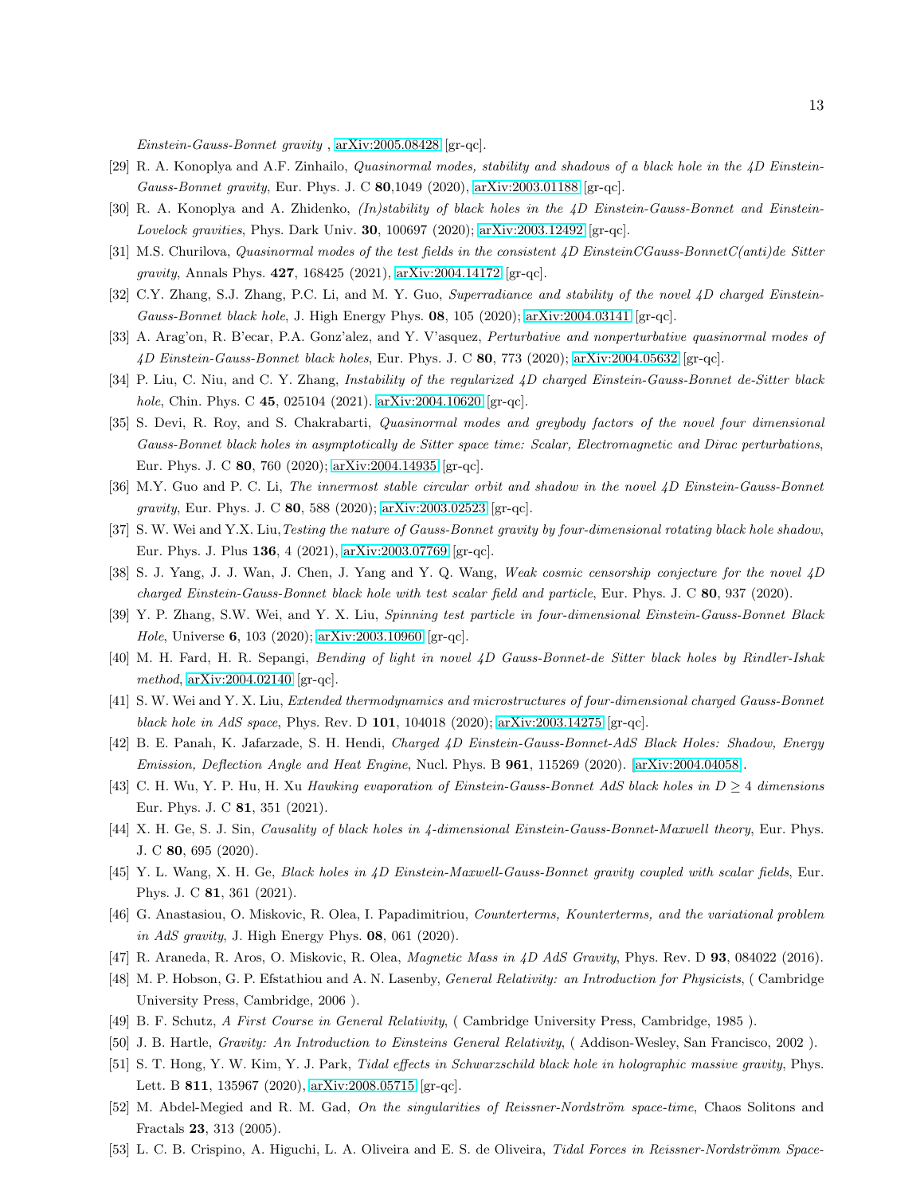*Einstein-Gauss-Bonnet gravity* , arXiv:2005.08428 [gr-qc].

[29] R. A. Konoplya and A.F. Zinhailo, *Quasinormal modes, stability and shadows of a black hole in the 4D Einstein-Gauss-Bonnet gravity*, Eur. Phys. J. C **80**,1049 (2020), arXiv:2003.01188 [gr-qc].

[30] R. A. Konoplya and A. Zhidenko, *(In)stability of black holes in the 4D Einstein-Gauss-Bonnet and Einstein-Lovelock gravities*, Phys. Dark Univ. **30**, 100697 (2020); arXiv:2003.12492 [gr-qc].

[31] M.S. Churilova, *Quasinormal modes of the test fields in the consistent 4D EinsteinCGauss-BonnetC(anti)de Sitter gravity*, Annals Phys. **427**, 168425 (2021), arXiv:2004.14172 [gr-qc].

[32] C.Y. Zhang, S.J. Zhang, P.C. Li, and M. Y. Guo, *Superradiance and stability of the novel 4D charged Einstein-Gauss-Bonnet black hole*, J. High Energy Phys. **08**, 105 (2020); arXiv:2004.03141 [gr-qc].

[33] A. Arag'on, R. B'ecar, P.A. Gonz'alez, and Y. V'asquez, *Perturbative and nonperturbative quasinormal modes of 4D Einstein-Gauss-Bonnet black holes*, Eur. Phys. J. C **80**, 773 (2020); arXiv:2004.05632 [gr-qc].

[34] P. Liu, C. Niu, and C. Y. Zhang, *Instability of the regularized 4D charged Einstein-Gauss-Bonnet de-Sitter black hole*, Chin. Phys. C **45**, 025104 (2021). arXiv:2004.10620 [gr-qc].

[35] S. Devi, R. Roy, and S. Chakrabarti, *Quasinormal modes and greybody factors of the novel four dimensional Gauss-Bonnet black holes in asymptotically de Sitter space time: Scalar, Electromagnetic and Dirac perturbations*, Eur. Phys. J. C **80**, 760 (2020); arXiv:2004.14935 [gr-qc].

[36] M.Y. Guo and P. C. Li, *The innermost stable circular orbit and shadow in the novel 4D Einstein-Gauss-Bonnet gravity*, Eur. Phys. J. C **80**, 588 (2020); arXiv:2003.02523 [gr-qc].

[37] S. W. Wei and Y.X. Liu,*Testing the nature of Gauss-Bonnet gravity by four-dimensional rotating black hole shadow*, Eur. Phys. J. Plus **136**, 4 (2021), arXiv:2003.07769 [gr-qc].

[38] S. J. Yang, J. J. Wan, J. Chen, J. Yang and Y. Q. Wang, *Weak cosmic censorship conjecture for the novel 4D charged Einstein-Gauss-Bonnet black hole with test scalar field and particle*, Eur. Phys. J. C **80**, 937 (2020).

[39] Y. P. Zhang, S.W. Wei, and Y. X. Liu, *Spinning test particle in four-dimensional Einstein-Gauss-Bonnet Black Hole*, Universe **6**, 103 (2020); arXiv:2003.10960 [gr-qc].

[40] M. H. Fard, H. R. Sepangi, *Bending of light in novel 4D Gauss-Bonnet-de Sitter black holes by Rindler-Ishak method*, arXiv:2004.02140 [gr-qc].

[41] S. W. Wei and Y. X. Liu, *Extended thermodynamics and microstructures of four-dimensional charged Gauss-Bonnet black hole in AdS space*, Phys. Rev. D **101**, 104018 (2020); arXiv:2003.14275 [gr-qc].

[42] B. E. Panah, K. Jafarzade, S. H. Hendi, *Charged 4D Einstein-Gauss-Bonnet-AdS Black Holes: Shadow, Energy Emission, Deflection Angle and Heat Engine*, Nucl. Phys. B **961**, 115269 (2020). [arXiv:2004.04058].

[43] C. H. Wu, Y. P. Hu, H. Xu *Hawking evaporation of Einstein-Gauss-Bonnet AdS black holes in $D \geq 4$ dimensions* Eur. Phys. J. C **81**, 351 (2021).

[44] X. H. Ge, S. J. Sin, *Causality of black holes in 4-dimensional Einstein-Gauss-Bonnet-Maxwell theory*, Eur. Phys. J. C **80**, 695 (2020).

[45] Y. L. Wang, X. H. Ge, *Black holes in 4D Einstein-Maxwell-Gauss-Bonnet gravity coupled with scalar fields*, Eur. Phys. J. C **81**, 361 (2021).

[46] G. Anastasiou, O. Miskovic, R. Olea, I. Papadimitriou, *Counterterms, Kounterterms, and the variational problem in AdS gravity*, J. High Energy Phys. **08**, 061 (2020).

[47] R. Araneda, R. Aros, O. Miskovic, R. Olea, *Magnetic Mass in 4D AdS Gravity*, Phys. Rev. D **93**, 084022 (2016).

[48] M. P. Hobson, G. P. Efstathiou and A. N. Lasenby, *General Relativity: an Introduction for Physicists*, ( Cambridge University Press, Cambridge, 2006 ).

[49] B. F. Schutz, *A First Course in General Relativity*, ( Cambridge University Press, Cambridge, 1985 ).

[50] J. B. Hartle, *Gravity: An Introduction to Einsteins General Relativity*, ( Addison-Wesley, San Francisco, 2002 ).

[51] S. T. Hong, Y. W. Kim, Y. J. Park, *Tidal effects in Schwarzschild black hole in holographic massive gravity*, Phys. Lett. B **811**, 135967 (2020), arXiv:2008.05715 [gr-qc].

[52] M. Abdel-Megied and R. M. Gad, *On the singularities of Reissner-Nordström space-time*, Chaos Solitons and Fractals **23**, 313 (2005).

[53] L. C. B. Crispino, A. Higuchi, L. A. Oliveira and E. S. de Oliveira, *Tidal Forces in Reissner-Nordströmm Space-*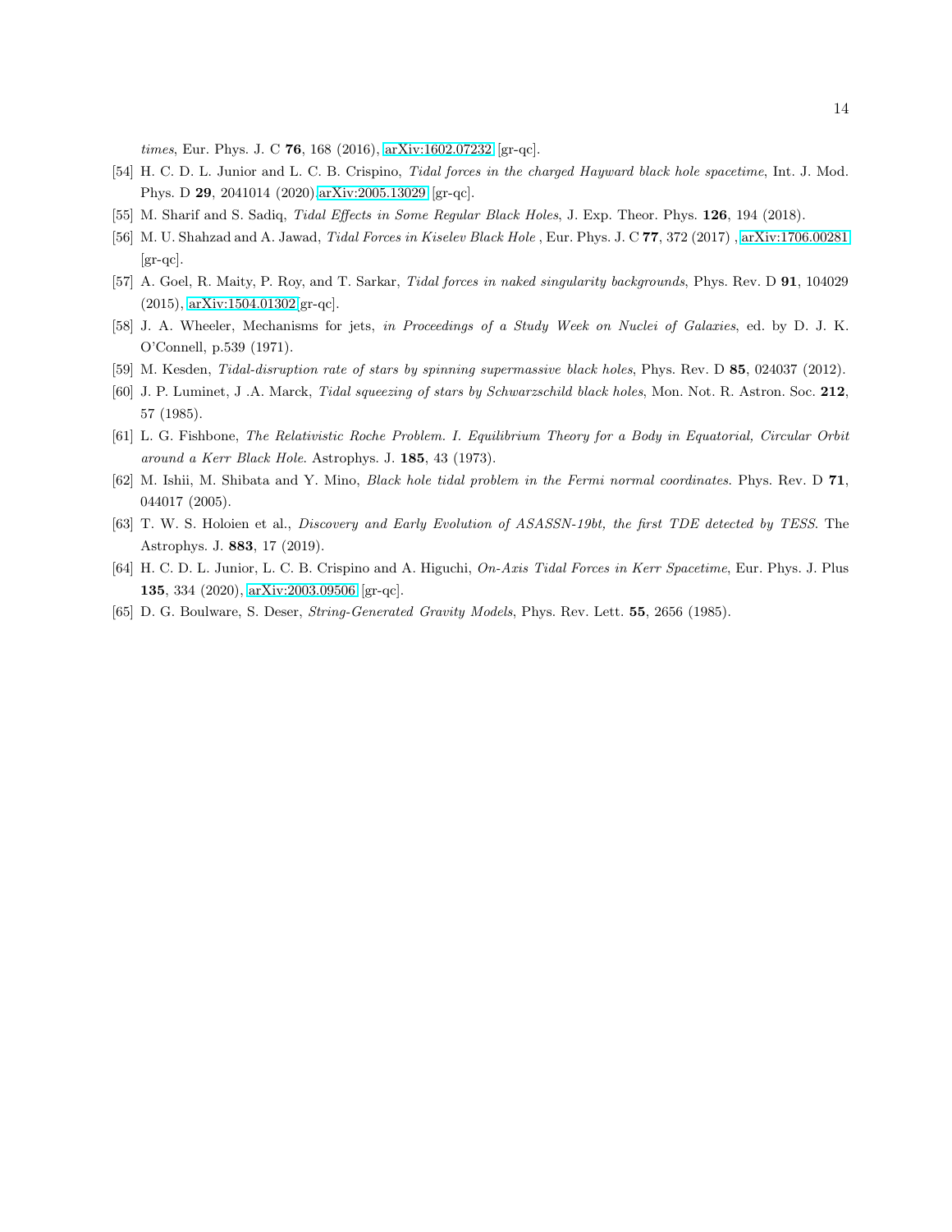*times*, Eur. Phys. J. C **76**, 168 (2016), arXiv:1602.07232 [gr-qc].

[54] H. C. D. L. Junior and L. C. B. Crispino, *Tidal forces in the charged Hayward black hole spacetime*, Int. J. Mod. Phys. D **29**, 2041014 (2020) arXiv:2005.13029 [gr-qc].

[55] M. Sharif and S. Sadiq, *Tidal Effects in Some Regular Black Holes*, J. Exp. Theor. Phys. **126**, 194 (2018).

[56] M. U. Shahzad and A. Jawad, *Tidal Forces in Kiselev Black Hole* , Eur. Phys. J. C **77**, 372 (2017) , arXiv:1706.00281 [gr-qc].

[57] A. Goel, R. Maity, P. Roy, and T. Sarkar, *Tidal forces in naked singularity backgrounds*, Phys. Rev. D **91**, 104029 (2015), arXiv:1504.01302 [gr-qc].

[58] J. A. Wheeler, Mechanisms for jets, *in Proceedings of a Study Week on Nuclei of Galaxies*, ed. by D. J. K. O'Connell, p.539 (1971).

[59] M. Kesden, *Tidal-disruption rate of stars by spinning supermassive black holes*, Phys. Rev. D **85**, 024037 (2012).

[60] J. P. Luminet, J .A. Marck, *Tidal squeezing of stars by Schwarzschild black holes*, Mon. Not. R. Astron. Soc. **212**, 57 (1985).

[61] L. G. Fishbone, *The Relativistic Roche Problem. I. Equilibrium Theory for a Body in Equatorial, Circular Orbit around a Kerr Black Hole*. Astrophys. J. **185**, 43 (1973).

[62] M. Ishii, M. Shibata and Y. Mino, *Black hole tidal problem in the Fermi normal coordinates*. Phys. Rev. D **71**, 044017 (2005).

[63] T. W. S. Holoien et al., *Discovery and Early Evolution of ASASSN-19bt, the first TDE detected by TESS*. The Astrophys. J. **883**, 17 (2019).

[64] H. C. D. L. Junior, L. C. B. Crispino and A. Higuchi, *On-Axis Tidal Forces in Kerr Spacetime*, Eur. Phys. J. Plus **135**, 334 (2020), arXiv:2003.09506 [gr-qc].

[65] D. G. Boulware, S. Deser, *String-Generated Gravity Models*, Phys. Rev. Lett. **55**, 2656 (1985).